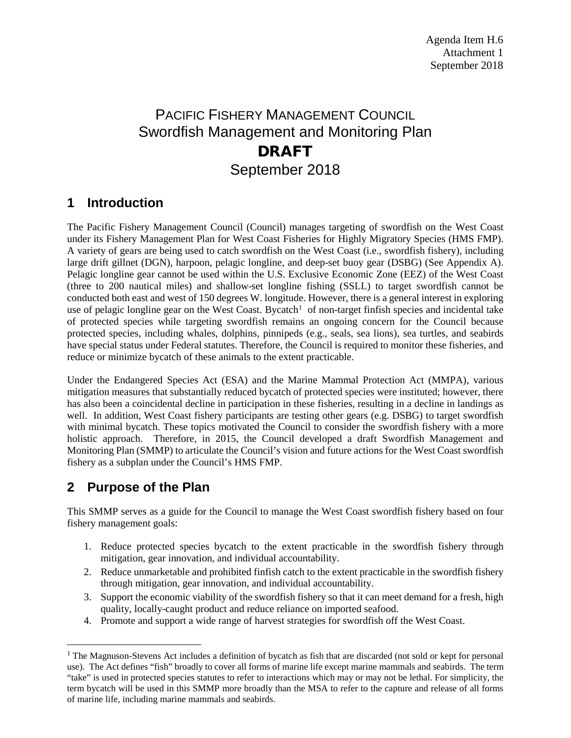Agenda Item H.6
Attachment 1
September 2018

# PACIFIC FISHERY MANAGEMENT COUNCIL
# Swordfish Management and Monitoring Plan
# DRAFT
# September 2018

## 1 Introduction

The Pacific Fishery Management Council (Council) manages targeting of swordfish on the West Coast under its Fishery Management Plan for West Coast Fisheries for Highly Migratory Species (HMS FMP). A variety of gears are being used to catch swordfish on the West Coast (i.e., swordfish fishery), including large drift gillnet (DGN), harpoon, pelagic longline, and deep-set buoy gear (DSBG) (See Appendix A). Pelagic longline gear cannot be used within the U.S. Exclusive Economic Zone (EEZ) of the West Coast (three to 200 nautical miles) and shallow-set longline fishing (SSLL) to target swordfish cannot be conducted both east and west of 150 degrees W. longitude. However, there is a general interest in exploring use of pelagic longline gear on the West Coast. Bycatch[1] of non-target finfish species and incidental take of protected species while targeting swordfish remains an ongoing concern for the Council because protected species, including whales, dolphins, pinnipeds (e.g., seals, sea lions), sea turtles, and seabirds have special status under Federal statutes. Therefore, the Council is required to monitor these fisheries, and reduce or minimize bycatch of these animals to the extent practicable.

Under the Endangered Species Act (ESA) and the Marine Mammal Protection Act (MMPA), various mitigation measures that substantially reduced bycatch of protected species were instituted; however, there has also been a coincidental decline in participation in these fisheries, resulting in a decline in landings as well. In addition, West Coast fishery participants are testing other gears (e.g. DSBG) to target swordfish with minimal bycatch. These topics motivated the Council to consider the swordfish fishery with a more holistic approach. Therefore, in 2015, the Council developed a draft Swordfish Management and Monitoring Plan (SMMP) to articulate the Council's vision and future actions for the West Coast swordfish fishery as a subplan under the Council's HMS FMP.

## 2 Purpose of the Plan

This SMMP serves as a guide for the Council to manage the West Coast swordfish fishery based on four fishery management goals:

1. Reduce protected species bycatch to the extent practicable in the swordfish fishery through mitigation, gear innovation, and individual accountability.
2. Reduce unmarketable and prohibited finfish catch to the extent practicable in the swordfish fishery through mitigation, gear innovation, and individual accountability.
3. Support the economic viability of the swordfish fishery so that it can meet demand for a fresh, high quality, locally-caught product and reduce reliance on imported seafood.
4. Promote and support a wide range of harvest strategies for swordfish off the West Coast.

---

[1] The Magnuson-Stevens Act includes a definition of bycatch as fish that are discarded (not sold or kept for personal use). The Act defines "fish" broadly to cover all forms of marine life except marine mammals and seabirds. The term "take" is used in protected species statutes to refer to interactions which may or may not be lethal. For simplicity, the term bycatch will be used in this SMMP more broadly than the MSA to refer to the capture and release of all forms of marine life, including marine mammals and seabirds.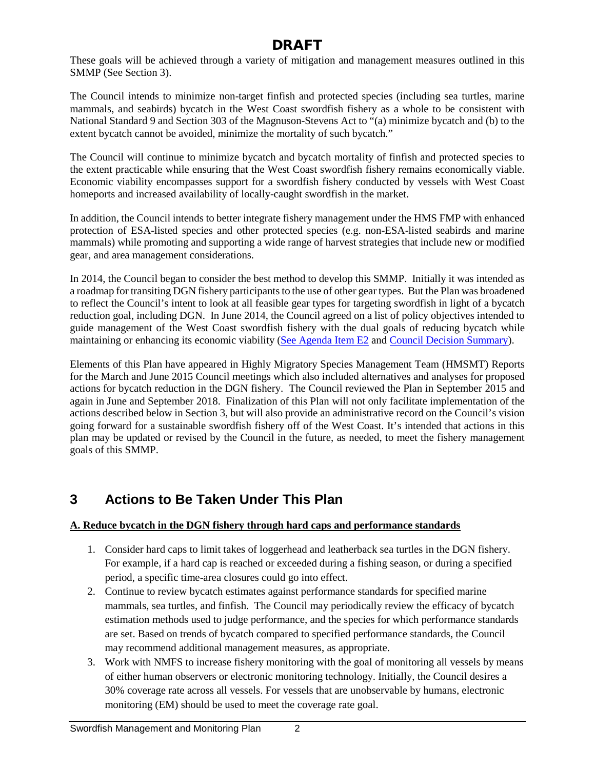These goals will be achieved through a variety of mitigation and management measures outlined in this SMMP (See Section 3).

The Council intends to minimize non-target finfish and protected species (including sea turtles, marine mammals, and seabirds) bycatch in the West Coast swordfish fishery as a whole to be consistent with National Standard 9 and Section 303 of the Magnuson-Stevens Act to "(a) minimize bycatch and (b) to the extent bycatch cannot be avoided, minimize the mortality of such bycatch."

The Council will continue to minimize bycatch and bycatch mortality of finfish and protected species to the extent practicable while ensuring that the West Coast swordfish fishery remains economically viable. Economic viability encompasses support for a swordfish fishery conducted by vessels with West Coast homeports and increased availability of locally-caught swordfish in the market.

In addition, the Council intends to better integrate fishery management under the HMS FMP with enhanced protection of ESA-listed species and other protected species (e.g. non-ESA-listed seabirds and marine mammals) while promoting and supporting a wide range of harvest strategies that include new or modified gear, and area management considerations.

In 2014, the Council began to consider the best method to develop this SMMP. Initially it was intended as a roadmap for transiting DGN fishery participants to the use of other gear types. But the Plan was broadened to reflect the Council's intent to look at all feasible gear types for targeting swordfish in light of a bycatch reduction goal, including DGN. In June 2014, the Council agreed on a list of policy objectives intended to guide management of the West Coast swordfish fishery with the dual goals of reducing bycatch while maintaining or enhancing its economic viability (See Agenda Item E2 and Council Decision Summary).

Elements of this Plan have appeared in Highly Migratory Species Management Team (HMSMT) Reports for the March and June 2015 Council meetings which also included alternatives and analyses for proposed actions for bycatch reduction in the DGN fishery. The Council reviewed the Plan in September 2015 and again in June and September 2018. Finalization of this Plan will not only facilitate implementation of the actions described below in Section 3, but will also provide an administrative record on the Council's vision going forward for a sustainable swordfish fishery off of the West Coast. It's intended that actions in this plan may be updated or revised by the Council in the future, as needed, to meet the fishery management goals of this SMMP.

# 3 Actions to Be Taken Under This Plan

**A. Reduce bycatch in the DGN fishery through hard caps and performance standards**

1. Consider hard caps to limit takes of loggerhead and leatherback sea turtles in the DGN fishery. For example, if a hard cap is reached or exceeded during a fishing season, or during a specified period, a specific time-area closures could go into effect.
2. Continue to review bycatch estimates against performance standards for specified marine mammals, sea turtles, and finfish. The Council may periodically review the efficacy of bycatch estimation methods used to judge performance, and the species for which performance standards are set. Based on trends of bycatch compared to specified performance standards, the Council may recommend additional management measures, as appropriate.
3. Work with NMFS to increase fishery monitoring with the goal of monitoring all vessels by means of either human observers or electronic monitoring technology. Initially, the Council desires a 30% coverage rate across all vessels. For vessels that are unobservable by humans, electronic monitoring (EM) should be used to meet the coverage rate goal.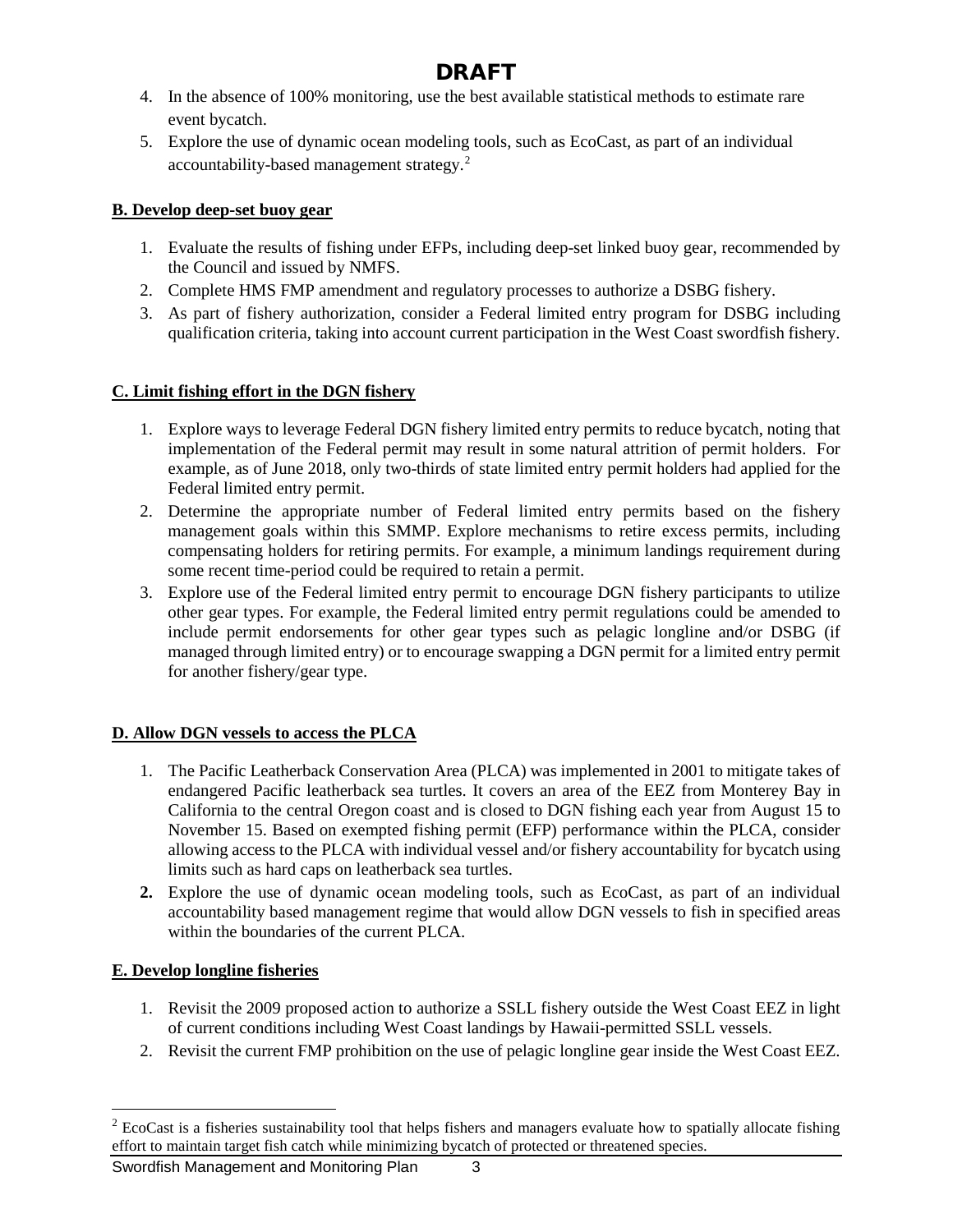4. In the absence of 100% monitoring, use the best available statistical methods to estimate rare event bycatch.
5. Explore the use of dynamic ocean modeling tools, such as EcoCast, as part of an individual accountability-based management strategy.[2]

**B. Develop deep-set buoy gear**

1. Evaluate the results of fishing under EFPs, including deep-set linked buoy gear, recommended by the Council and issued by NMFS.
2. Complete HMS FMP amendment and regulatory processes to authorize a DSBG fishery.
3. As part of fishery authorization, consider a Federal limited entry program for DSBG including qualification criteria, taking into account current participation in the West Coast swordfish fishery.

**C. Limit fishing effort in the DGN fishery**

1. Explore ways to leverage Federal DGN fishery limited entry permits to reduce bycatch, noting that implementation of the Federal permit may result in some natural attrition of permit holders. For example, as of June 2018, only two-thirds of state limited entry permit holders had applied for the Federal limited entry permit.
2. Determine the appropriate number of Federal limited entry permits based on the fishery management goals within this SMMP. Explore mechanisms to retire excess permits, including compensating holders for retiring permits. For example, a minimum landings requirement during some recent time-period could be required to retain a permit.
3. Explore use of the Federal limited entry permit to encourage DGN fishery participants to utilize other gear types. For example, the Federal limited entry permit regulations could be amended to include permit endorsements for other gear types such as pelagic longline and/or DSBG (if managed through limited entry) or to encourage swapping a DGN permit for a limited entry permit for another fishery/gear type.

**D. Allow DGN vessels to access the PLCA**

1. The Pacific Leatherback Conservation Area (PLCA) was implemented in 2001 to mitigate takes of endangered Pacific leatherback sea turtles. It covers an area of the EEZ from Monterey Bay in California to the central Oregon coast and is closed to DGN fishing each year from August 15 to November 15. Based on exempted fishing permit (EFP) performance within the PLCA, consider allowing access to the PLCA with individual vessel and/or fishery accountability for bycatch using limits such as hard caps on leatherback sea turtles.
2. Explore the use of dynamic ocean modeling tools, such as EcoCast, as part of an individual accountability based management regime that would allow DGN vessels to fish in specified areas within the boundaries of the current PLCA.

**E. Develop longline fisheries**

1. Revisit the 2009 proposed action to authorize a SSLL fishery outside the West Coast EEZ in light of current conditions including West Coast landings by Hawaii-permitted SSLL vessels.
2. Revisit the current FMP prohibition on the use of pelagic longline gear inside the West Coast EEZ.

---

[2] EcoCast is a fisheries sustainability tool that helps fishers and managers evaluate how to spatially allocate fishing effort to maintain target fish catch while minimizing bycatch of protected or threatened species.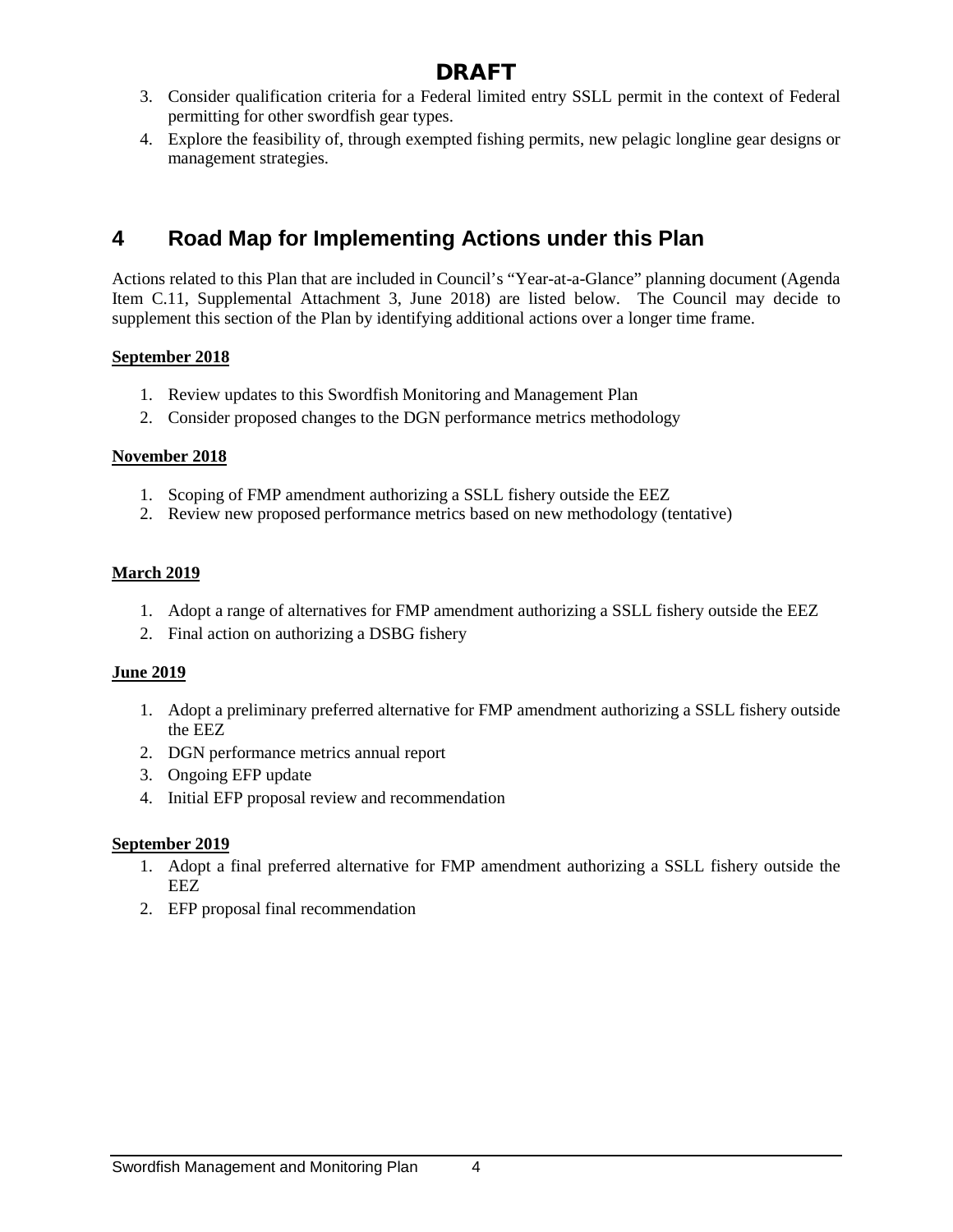DRAFT

3. Consider qualification criteria for a Federal limited entry SSLL permit in the context of Federal permitting for other swordfish gear types.
4. Explore the feasibility of, through exempted fishing permits, new pelagic longline gear designs or management strategies.

# 4 Road Map for Implementing Actions under this Plan

Actions related to this Plan that are included in Council's "Year-at-a-Glance" planning document (Agenda Item C.11, Supplemental Attachment 3, June 2018) are listed below. The Council may decide to supplement this section of the Plan by identifying additional actions over a longer time frame.

**September 2018**

1. Review updates to this Swordfish Monitoring and Management Plan
2. Consider proposed changes to the DGN performance metrics methodology

**November 2018**

1. Scoping of FMP amendment authorizing a SSLL fishery outside the EEZ
2. Review new proposed performance metrics based on new methodology (tentative)

**March 2019**

1. Adopt a range of alternatives for FMP amendment authorizing a SSLL fishery outside the EEZ
2. Final action on authorizing a DSBG fishery

**June 2019**

1. Adopt a preliminary preferred alternative for FMP amendment authorizing a SSLL fishery outside the EEZ
2. DGN performance metrics annual report
3. Ongoing EFP update
4. Initial EFP proposal review and recommendation

**September 2019**

1. Adopt a final preferred alternative for FMP amendment authorizing a SSLL fishery outside the EEZ
2. EFP proposal final recommendation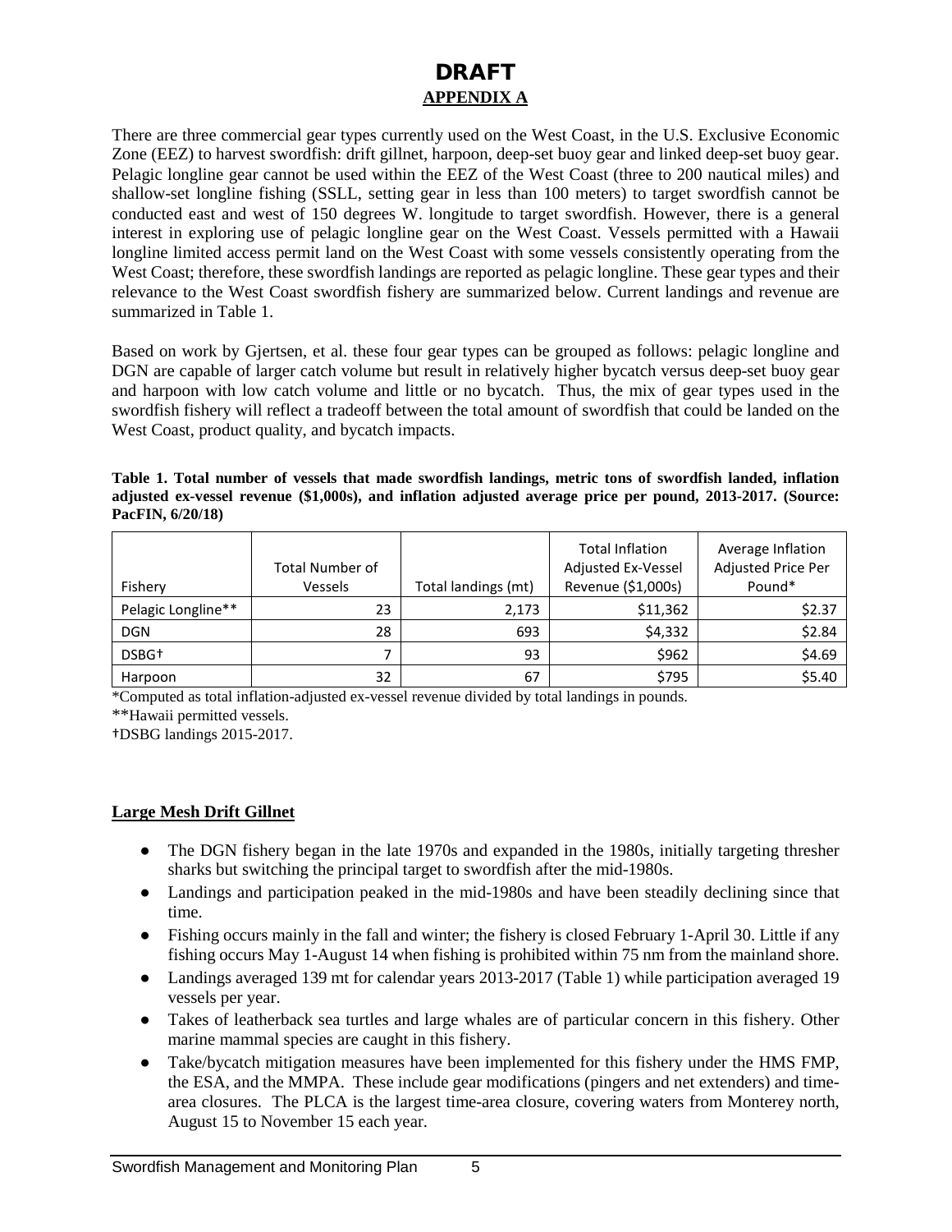# DRAFT

## APPENDIX A

There are three commercial gear types currently used on the West Coast, in the U.S. Exclusive Economic Zone (EEZ) to harvest swordfish: drift gillnet, harpoon, deep-set buoy gear and linked deep-set buoy gear. Pelagic longline gear cannot be used within the EEZ of the West Coast (three to 200 nautical miles) and shallow-set longline fishing (SSLL, setting gear in less than 100 meters) to target swordfish cannot be conducted east and west of 150 degrees W. longitude to target swordfish. However, there is a general interest in exploring use of pelagic longline gear on the West Coast. Vessels permitted with a Hawaii longline limited access permit land on the West Coast with some vessels consistently operating from the West Coast; therefore, these swordfish landings are reported as pelagic longline. These gear types and their relevance to the West Coast swordfish fishery are summarized below. Current landings and revenue are summarized in Table 1.

Based on work by Gjertsen, et al. these four gear types can be grouped as follows: pelagic longline and DGN are capable of larger catch volume but result in relatively higher bycatch versus deep-set buoy gear and harpoon with low catch volume and little or no bycatch. Thus, the mix of gear types used in the swordfish fishery will reflect a tradeoff between the total amount of swordfish that could be landed on the West Coast, product quality, and bycatch impacts.

**Table 1. Total number of vessels that made swordfish landings, metric tons of swordfish landed, inflation adjusted ex-vessel revenue ($1,000s), and inflation adjusted average price per pound, 2013-2017. (Source: PacFIN, 6/20/18)**

| Fishery | Total Number of Vessels | Total landings (mt) | Total Inflation Adjusted Ex-Vessel Revenue ($1,000s) | Average Inflation Adjusted Price Per Pound* |
|---|---|---|---|---|
| Pelagic Longline** | 23 | 2,173 | $11,362 | $2.37 |
| DGN | 28 | 693 | $4,332 | $2.84 |
| DSBG† | 7 | 93 | $962 | $4.69 |
| Harpoon | 32 | 67 | $795 | $5.40 |

*Computed as total inflation-adjusted ex-vessel revenue divided by total landings in pounds.

**Hawaii permitted vessels.

†DSBG landings 2015-2017.

### Large Mesh Drift Gillnet

- The DGN fishery began in the late 1970s and expanded in the 1980s, initially targeting thresher sharks but switching the principal target to swordfish after the mid-1980s.
- Landings and participation peaked in the mid-1980s and have been steadily declining since that time.
- Fishing occurs mainly in the fall and winter; the fishery is closed February 1-April 30. Little if any fishing occurs May 1-August 14 when fishing is prohibited within 75 nm from the mainland shore.
- Landings averaged 139 mt for calendar years 2013-2017 (Table 1) while participation averaged 19 vessels per year.
- Takes of leatherback sea turtles and large whales are of particular concern in this fishery. Other marine mammal species are caught in this fishery.
- Take/bycatch mitigation measures have been implemented for this fishery under the HMS FMP, the ESA, and the MMPA. These include gear modifications (pingers and net extenders) and time-area closures. The PLCA is the largest time-area closure, covering waters from Monterey north, August 15 to November 15 each year.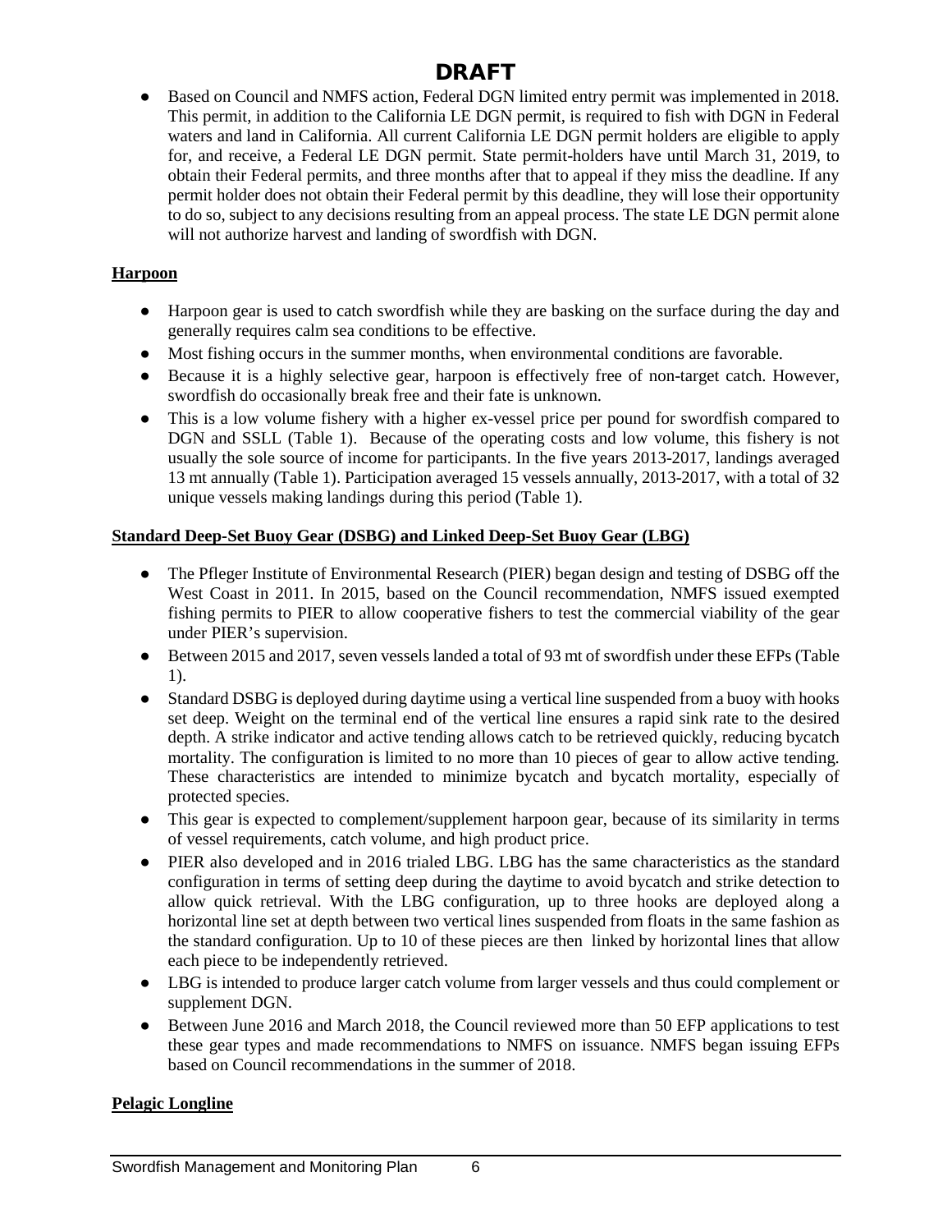- Based on Council and NMFS action, Federal DGN limited entry permit was implemented in 2018. This permit, in addition to the California LE DGN permit, is required to fish with DGN in Federal waters and land in California. All current California LE DGN permit holders are eligible to apply for, and receive, a Federal LE DGN permit. State permit-holders have until March 31, 2019, to obtain their Federal permits, and three months after that to appeal if they miss the deadline. If any permit holder does not obtain their Federal permit by this deadline, they will lose their opportunity to do so, subject to any decisions resulting from an appeal process. The state LE DGN permit alone will not authorize harvest and landing of swordfish with DGN.

**Harpoon**

- Harpoon gear is used to catch swordfish while they are basking on the surface during the day and generally requires calm sea conditions to be effective.
- Most fishing occurs in the summer months, when environmental conditions are favorable.
- Because it is a highly selective gear, harpoon is effectively free of non-target catch. However, swordfish do occasionally break free and their fate is unknown.
- This is a low volume fishery with a higher ex-vessel price per pound for swordfish compared to DGN and SSLL (Table 1). Because of the operating costs and low volume, this fishery is not usually the sole source of income for participants. In the five years 2013-2017, landings averaged 13 mt annually (Table 1). Participation averaged 15 vessels annually, 2013-2017, with a total of 32 unique vessels making landings during this period (Table 1).

**Standard Deep-Set Buoy Gear (DSBG) and Linked Deep-Set Buoy Gear (LBG)**

- The Pfleger Institute of Environmental Research (PIER) began design and testing of DSBG off the West Coast in 2011. In 2015, based on the Council recommendation, NMFS issued exempted fishing permits to PIER to allow cooperative fishers to test the commercial viability of the gear under PIER's supervision.
- Between 2015 and 2017, seven vessels landed a total of 93 mt of swordfish under these EFPs (Table 1).
- Standard DSBG is deployed during daytime using a vertical line suspended from a buoy with hooks set deep. Weight on the terminal end of the vertical line ensures a rapid sink rate to the desired depth. A strike indicator and active tending allows catch to be retrieved quickly, reducing bycatch mortality. The configuration is limited to no more than 10 pieces of gear to allow active tending. These characteristics are intended to minimize bycatch and bycatch mortality, especially of protected species.
- This gear is expected to complement/supplement harpoon gear, because of its similarity in terms of vessel requirements, catch volume, and high product price.
- PIER also developed and in 2016 trialed LBG. LBG has the same characteristics as the standard configuration in terms of setting deep during the daytime to avoid bycatch and strike detection to allow quick retrieval. With the LBG configuration, up to three hooks are deployed along a horizontal line set at depth between two vertical lines suspended from floats in the same fashion as the standard configuration. Up to 10 of these pieces are then linked by horizontal lines that allow each piece to be independently retrieved.
- LBG is intended to produce larger catch volume from larger vessels and thus could complement or supplement DGN.
- Between June 2016 and March 2018, the Council reviewed more than 50 EFP applications to test these gear types and made recommendations to NMFS on issuance. NMFS began issuing EFPs based on Council recommendations in the summer of 2018.

**Pelagic Longline**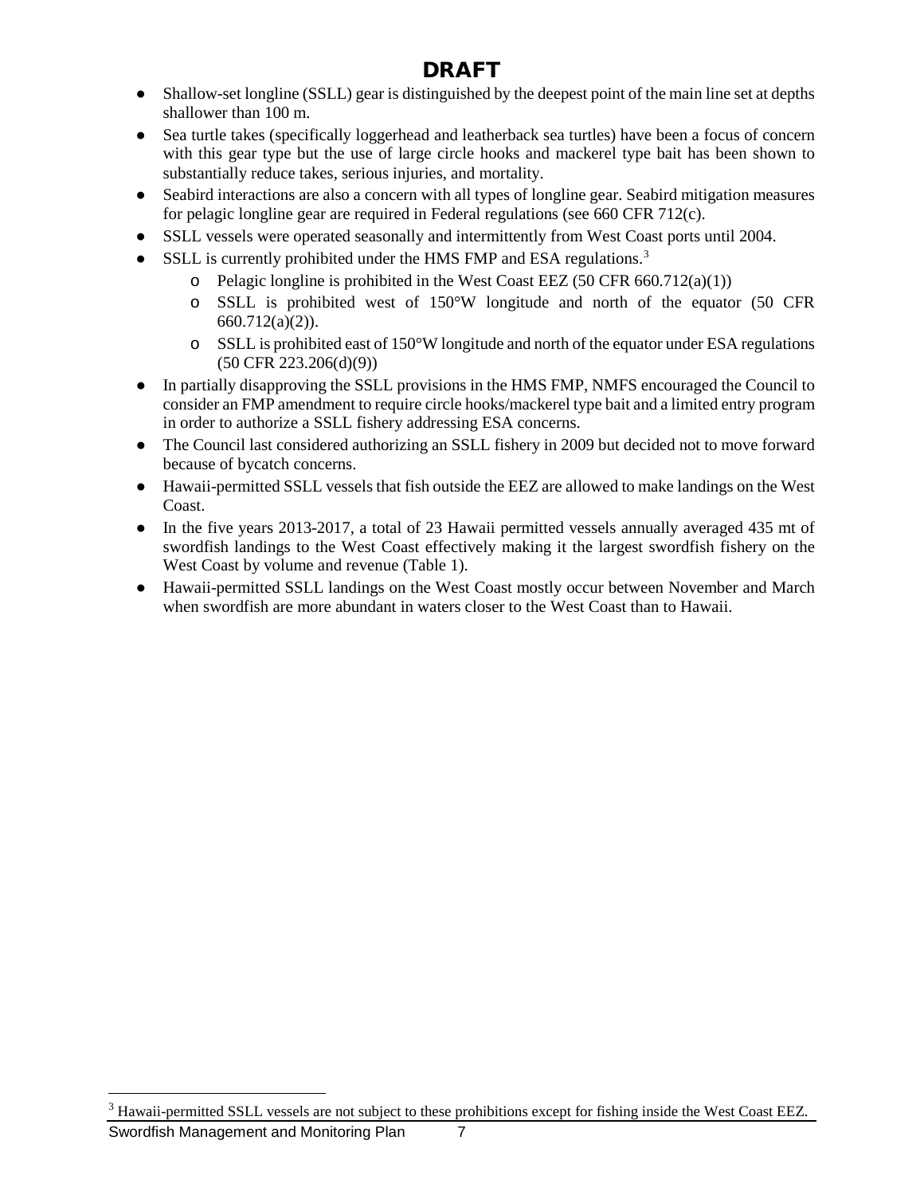**DRAFT**

- Shallow-set longline (SSLL) gear is distinguished by the deepest point of the main line set at depths shallower than 100 m.
- Sea turtle takes (specifically loggerhead and leatherback sea turtles) have been a focus of concern with this gear type but the use of large circle hooks and mackerel type bait has been shown to substantially reduce takes, serious injuries, and mortality.
- Seabird interactions are also a concern with all types of longline gear. Seabird mitigation measures for pelagic longline gear are required in Federal regulations (see 660 CFR 712(c).
- SSLL vessels were operated seasonally and intermittently from West Coast ports until 2004.
- SSLL is currently prohibited under the HMS FMP and ESA regulations.[3]
  - Pelagic longline is prohibited in the West Coast EEZ (50 CFR 660.712(a)(1))
  - SSLL is prohibited west of 150°W longitude and north of the equator (50 CFR 660.712(a)(2)).
  - SSLL is prohibited east of 150°W longitude and north of the equator under ESA regulations (50 CFR 223.206(d)(9))
- In partially disapproving the SSLL provisions in the HMS FMP, NMFS encouraged the Council to consider an FMP amendment to require circle hooks/mackerel type bait and a limited entry program in order to authorize a SSLL fishery addressing ESA concerns.
- The Council last considered authorizing an SSLL fishery in 2009 but decided not to move forward because of bycatch concerns.
- Hawaii-permitted SSLL vessels that fish outside the EEZ are allowed to make landings on the West Coast.
- In the five years 2013-2017, a total of 23 Hawaii permitted vessels annually averaged 435 mt of swordfish landings to the West Coast effectively making it the largest swordfish fishery on the West Coast by volume and revenue (Table 1).
- Hawaii-permitted SSLL landings on the West Coast mostly occur between November and March when swordfish are more abundant in waters closer to the West Coast than to Hawaii.

[3] Hawaii-permitted SSLL vessels are not subject to these prohibitions except for fishing inside the West Coast EEZ.